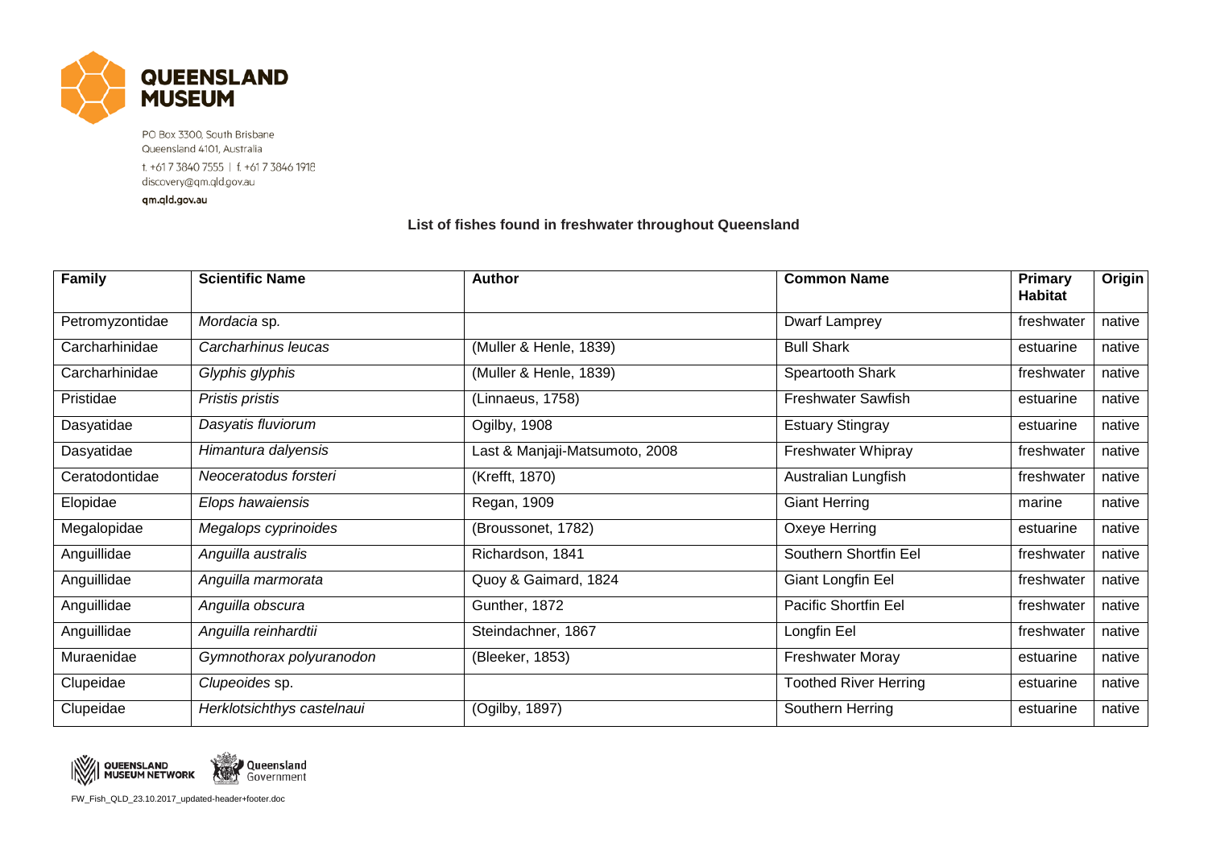PO Box 3300, South Brisbane
Queensland 4101, Australia
t. +61 7 3840 7555 | f. +61 7 3846 1918
discovery@qm.qld.gov.au
qm.qld.gov.au

## List of fishes found in freshwater throughout Queensland

| Family | Scientific Name | Author | Common Name | Primary Habitat | Origin |
|---|---|---|---|---|---|
| Petromyzontidae | *Mordacia* sp. | | Dwarf Lamprey | freshwater | native |
| Carcharhinidae | *Carcharhinus leucas* | (Muller & Henle, 1839) | Bull Shark | estuarine | native |
| Carcharhinidae | *Glyphis glyphis* | (Muller & Henle, 1839) | Speartooth Shark | freshwater | native |
| Pristidae | *Pristis pristis* | (Linnaeus, 1758) | Freshwater Sawfish | estuarine | native |
| Dasyatidae | *Dasyatis fluviorum* | Ogilby, 1908 | Estuary Stingray | estuarine | native |
| Dasyatidae | *Himantura dalyensis* | Last & Manjaji-Matsumoto, 2008 | Freshwater Whipray | freshwater | native |
| Ceratodontidae | *Neoceratodus forsteri* | (Krefft, 1870) | Australian Lungfish | freshwater | native |
| Elopidae | *Elops hawaiensis* | Regan, 1909 | Giant Herring | marine | native |
| Megalopidae | *Megalops cyprinoides* | (Broussonet, 1782) | Oxeye Herring | estuarine | native |
| Anguillidae | *Anguilla australis* | Richardson, 1841 | Southern Shortfin Eel | freshwater | native |
| Anguillidae | *Anguilla marmorata* | Quoy & Gaimard, 1824 | Giant Longfin Eel | freshwater | native |
| Anguillidae | *Anguilla obscura* | Gunther, 1872 | Pacific Shortfin Eel | freshwater | native |
| Anguillidae | *Anguilla reinhardtii* | Steindachner, 1867 | Longfin Eel | freshwater | native |
| Muraenidae | *Gymnothorax polyuranodon* | (Bleeker, 1853) | Freshwater Moray | estuarine | native |
| Clupeidae | *Clupeoides* sp. | | Toothed River Herring | estuarine | native |
| Clupeidae | *Herklotsichthys castelnaui* | (Ogilby, 1897) | Southern Herring | estuarine | native |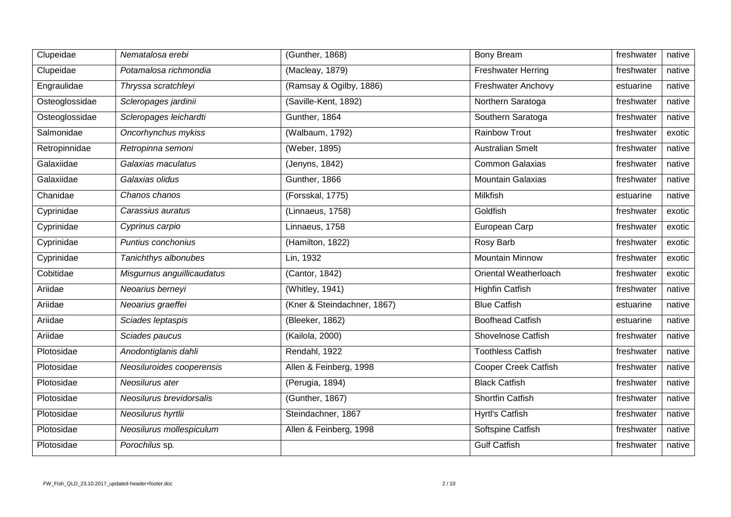| Clupeidae | *Nematalosa erebi* | (Gunther, 1868) | Bony Bream | freshwater | native |
|---|---|---|---|---|---|
| Clupeidae | *Potamalosa richmondia* | (Macleay, 1879) | Freshwater Herring | freshwater | native |
| Engraulidae | *Thryssa scratchleyi* | (Ramsay & Ogilby, 1886) | Freshwater Anchovy | estuarine | native |
| Osteoglossidae | *Scleropages jardinii* | (Saville-Kent, 1892) | Northern Saratoga | freshwater | native |
| Osteoglossidae | *Scleropages leichardti* | Gunther, 1864 | Southern Saratoga | freshwater | native |
| Salmonidae | *Oncorhynchus mykiss* | (Walbaum, 1792) | Rainbow Trout | freshwater | exotic |
| Retropinnidae | *Retropinna semoni* | (Weber, 1895) | Australian Smelt | freshwater | native |
| Galaxiidae | *Galaxias maculatus* | (Jenyns, 1842) | Common Galaxias | freshwater | native |
| Galaxiidae | *Galaxias olidus* | Gunther, 1866 | Mountain Galaxias | freshwater | native |
| Chanidae | *Chanos chanos* | (Forsskal, 1775) | Milkfish | estuarine | native |
| Cyprinidae | *Carassius auratus* | (Linnaeus, 1758) | Goldfish | freshwater | exotic |
| Cyprinidae | *Cyprinus carpio* | Linnaeus, 1758 | European Carp | freshwater | exotic |
| Cyprinidae | *Puntius conchonius* | (Hamilton, 1822) | Rosy Barb | freshwater | exotic |
| Cyprinidae | *Tanichthys albonubes* | Lin, 1932 | Mountain Minnow | freshwater | exotic |
| Cobitidae | *Misgurnus anguillicaudatus* | (Cantor, 1842) | Oriental Weatherloach | freshwater | exotic |
| Ariidae | *Neoarius berneyi* | (Whitley, 1941) | Highfin Catfish | freshwater | native |
| Ariidae | *Neoarius graeffei* | (Kner & Steindachner, 1867) | Blue Catfish | estuarine | native |
| Ariidae | *Sciades leptaspis* | (Bleeker, 1862) | Boofhead Catfish | estuarine | native |
| Ariidae | *Sciades paucus* | (Kailola, 2000) | Shovelnose Catfish | freshwater | native |
| Plotosidae | *Anodontiglanis dahli* | Rendahl, 1922 | Toothless Catfish | freshwater | native |
| Plotosidae | *Neosiluroides cooperensis* | Allen & Feinberg, 1998 | Cooper Creek Catfish | freshwater | native |
| Plotosidae | *Neosilurus ater* | (Perugia, 1894) | Black Catfish | freshwater | native |
| Plotosidae | *Neosilurus brevidorsalis* | (Gunther, 1867) | Shortfin Catfish | freshwater | native |
| Plotosidae | *Neosilurus hyrtlii* | Steindachner, 1867 | Hyrtl's Catfish | freshwater | native |
| Plotosidae | *Neosilurus mollespiculum* | Allen & Feinberg, 1998 | Softspine Catfish | freshwater | native |
| Plotosidae | *Porochilus* sp. | | Gulf Catfish | freshwater | native |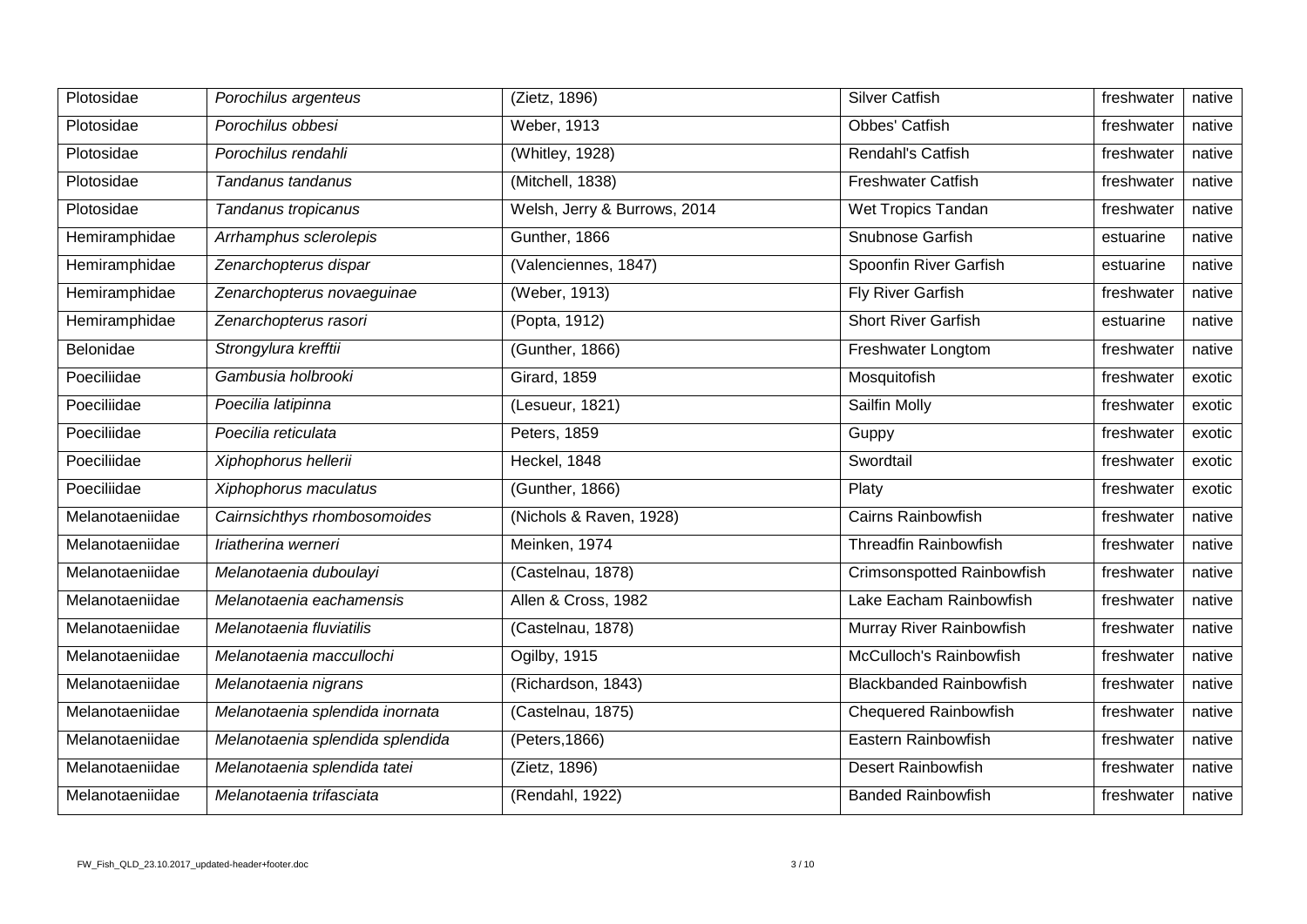| Plotosidae | *Porochilus argenteus* | (Zietz, 1896) | Silver Catfish | freshwater | native |
|---|---|---|---|---|---|
| Plotosidae | *Porochilus obbesi* | Weber, 1913 | Obbes' Catfish | freshwater | native |
| Plotosidae | *Porochilus rendahli* | (Whitley, 1928) | Rendahl's Catfish | freshwater | native |
| Plotosidae | *Tandanus tandanus* | (Mitchell, 1838) | Freshwater Catfish | freshwater | native |
| Plotosidae | *Tandanus tropicanus* | Welsh, Jerry & Burrows, 2014 | Wet Tropics Tandan | freshwater | native |
| Hemiramphidae | *Arrhamphus sclerolepis* | Gunther, 1866 | Snubnose Garfish | estuarine | native |
| Hemiramphidae | *Zenarchopterus dispar* | (Valenciennes, 1847) | Spoonfin River Garfish | estuarine | native |
| Hemiramphidae | *Zenarchopterus novaeguinae* | (Weber, 1913) | Fly River Garfish | freshwater | native |
| Hemiramphidae | *Zenarchopterus rasori* | (Popta, 1912) | Short River Garfish | estuarine | native |
| Belonidae | *Strongylura krefftii* | (Gunther, 1866) | Freshwater Longtom | freshwater | native |
| Poeciliidae | *Gambusia holbrooki* | Girard, 1859 | Mosquitofish | freshwater | exotic |
| Poeciliidae | *Poecilia latipinna* | (Lesueur, 1821) | Sailfin Molly | freshwater | exotic |
| Poeciliidae | *Poecilia reticulata* | Peters, 1859 | Guppy | freshwater | exotic |
| Poeciliidae | *Xiphophorus hellerii* | Heckel, 1848 | Swordtail | freshwater | exotic |
| Poeciliidae | *Xiphophorus maculatus* | (Gunther, 1866) | Platy | freshwater | exotic |
| Melanotaeniidae | *Cairnsichthys rhombosomoides* | (Nichols & Raven, 1928) | Cairns Rainbowfish | freshwater | native |
| Melanotaeniidae | *Iriatherina werneri* | Meinken, 1974 | Threadfin Rainbowfish | freshwater | native |
| Melanotaeniidae | *Melanotaenia duboulayi* | (Castelnau, 1878) | Crimsonspotted Rainbowfish | freshwater | native |
| Melanotaeniidae | *Melanotaenia eachamensis* | Allen & Cross, 1982 | Lake Eacham Rainbowfish | freshwater | native |
| Melanotaeniidae | *Melanotaenia fluviatilis* | (Castelnau, 1878) | Murray River Rainbowfish | freshwater | native |
| Melanotaeniidae | *Melanotaenia maccullochi* | Ogilby, 1915 | McCulloch's Rainbowfish | freshwater | native |
| Melanotaeniidae | *Melanotaenia nigrans* | (Richardson, 1843) | Blackbanded Rainbowfish | freshwater | native |
| Melanotaeniidae | *Melanotaenia splendida inornata* | (Castelnau, 1875) | Chequered Rainbowfish | freshwater | native |
| Melanotaeniidae | *Melanotaenia splendida splendida* | (Peters,1866) | Eastern Rainbowfish | freshwater | native |
| Melanotaeniidae | *Melanotaenia splendida tatei* | (Zietz, 1896) | Desert Rainbowfish | freshwater | native |
| Melanotaeniidae | *Melanotaenia trifasciata* | (Rendahl, 1922) | Banded Rainbowfish | freshwater | native |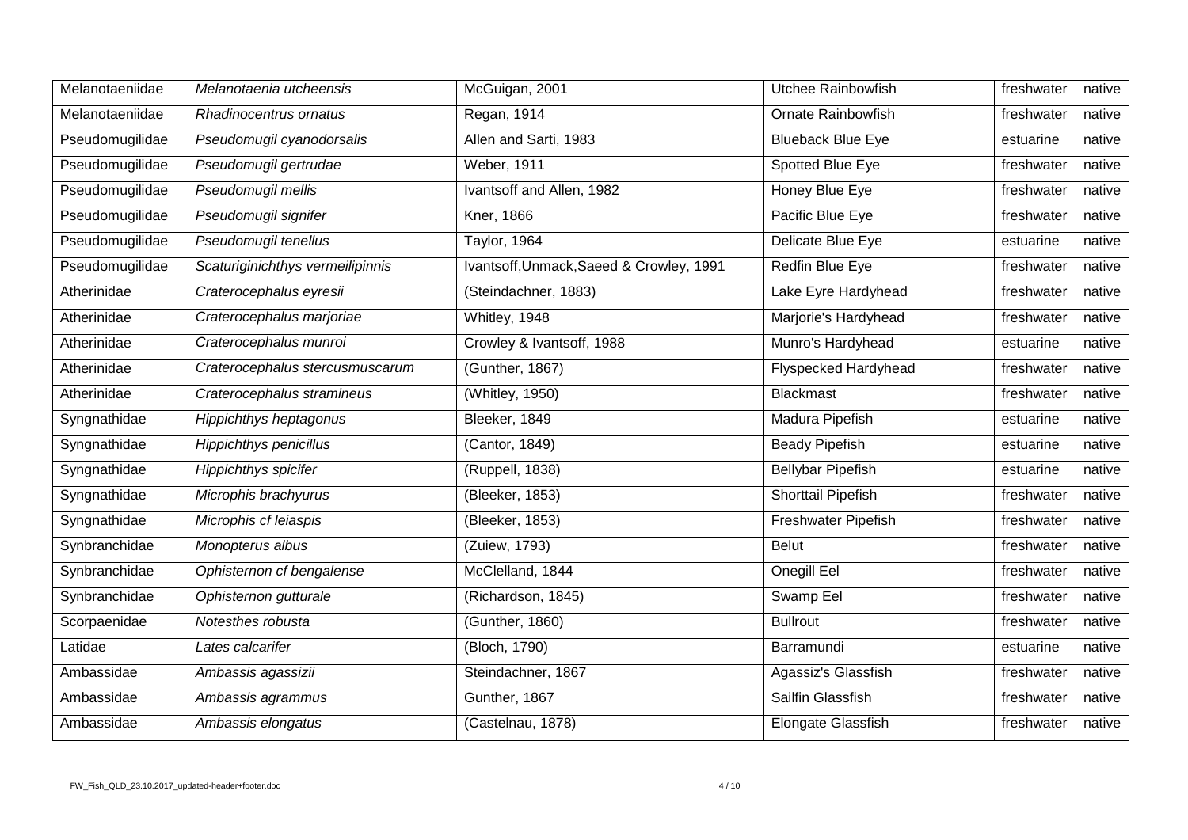| | | | | | |
|---|---|---|---|---|---|
| Melanotaeniidae | *Melanotaenia utcheensis* | McGuigan, 2001 | Utchee Rainbowfish | freshwater | native |
| Melanotaeniidae | *Rhadinocentrus ornatus* | Regan, 1914 | Ornate Rainbowfish | freshwater | native |
| Pseudomugilidae | *Pseudomugil cyanodorsalis* | Allen and Sarti, 1983 | Blueback Blue Eye | estuarine | native |
| Pseudomugilidae | *Pseudomugil gertrudae* | Weber, 1911 | Spotted Blue Eye | freshwater | native |
| Pseudomugilidae | *Pseudomugil mellis* | Ivantsoff and Allen, 1982 | Honey Blue Eye | freshwater | native |
| Pseudomugilidae | *Pseudomugil signifer* | Kner, 1866 | Pacific Blue Eye | freshwater | native |
| Pseudomugilidae | *Pseudomugil tenellus* | Taylor, 1964 | Delicate Blue Eye | estuarine | native |
| Pseudomugilidae | *Scaturiginichthys vermeilipinnis* | Ivantsoff,Unmack,Saeed & Crowley, 1991 | Redfin Blue Eye | freshwater | native |
| Atherinidae | *Craterocephalus eyresii* | (Steindachner, 1883) | Lake Eyre Hardyhead | freshwater | native |
| Atherinidae | *Craterocephalus marjoriae* | Whitley, 1948 | Marjorie's Hardyhead | freshwater | native |
| Atherinidae | *Craterocephalus munroi* | Crowley & Ivantsoff, 1988 | Munro's Hardyhead | estuarine | native |
| Atherinidae | *Craterocephalus stercusmuscarum* | (Gunther, 1867) | Flyspecked Hardyhead | freshwater | native |
| Atherinidae | *Craterocephalus stramineus* | (Whitley, 1950) | Blackmast | freshwater | native |
| Syngnathidae | *Hippichthys heptagonus* | Bleeker, 1849 | Madura Pipefish | estuarine | native |
| Syngnathidae | *Hippichthys penicillus* | (Cantor, 1849) | Beady Pipefish | estuarine | native |
| Syngnathidae | *Hippichthys spicifer* | (Ruppell, 1838) | Bellybar Pipefish | estuarine | native |
| Syngnathidae | *Microphis brachyurus* | (Bleeker, 1853) | Shorttail Pipefish | freshwater | native |
| Syngnathidae | *Microphis cf leiaspis* | (Bleeker, 1853) | Freshwater Pipefish | freshwater | native |
| Synbranchidae | *Monopterus albus* | (Zuiew, 1793) | Belut | freshwater | native |
| Synbranchidae | *Ophisternon cf bengalense* | McClelland, 1844 | Onegill Eel | freshwater | native |
| Synbranchidae | *Ophisternon gutturale* | (Richardson, 1845) | Swamp Eel | freshwater | native |
| Scorpaenidae | *Notesthes robusta* | (Gunther, 1860) | Bullrout | freshwater | native |
| Latidae | *Lates calcarifer* | (Bloch, 1790) | Barramundi | estuarine | native |
| Ambassidae | *Ambassis agassizii* | Steindachner, 1867 | Agassiz's Glassfish | freshwater | native |
| Ambassidae | *Ambassis agrammus* | Gunther, 1867 | Sailfin Glassfish | freshwater | native |
| Ambassidae | *Ambassis elongatus* | (Castelnau, 1878) | Elongate Glassfish | freshwater | native |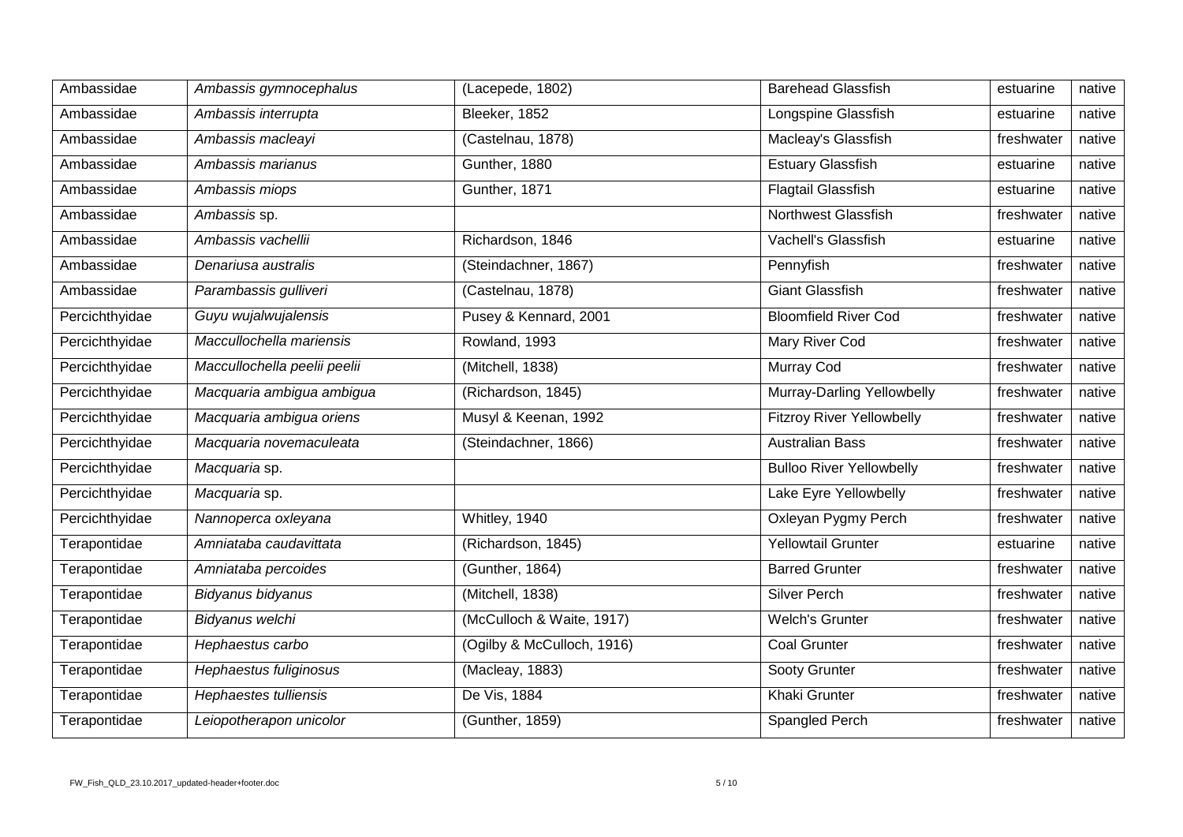| Ambassidae | *Ambassis gymnocephalus* | (Lacepede, 1802) | Barehead Glassfish | estuarine | native |
|---|---|---|---|---|---|
| Ambassidae | *Ambassis interrupta* | Bleeker, 1852 | Longspine Glassfish | estuarine | native |
| Ambassidae | *Ambassis macleayi* | (Castelnau, 1878) | Macleay's Glassfish | freshwater | native |
| Ambassidae | *Ambassis marianus* | Gunther, 1880 | Estuary Glassfish | estuarine | native |
| Ambassidae | *Ambassis miops* | Gunther, 1871 | Flagtail Glassfish | estuarine | native |
| Ambassidae | *Ambassis* sp. | | Northwest Glassfish | freshwater | native |
| Ambassidae | *Ambassis vachellii* | Richardson, 1846 | Vachell's Glassfish | estuarine | native |
| Ambassidae | *Denariusa australis* | (Steindachner, 1867) | Pennyfish | freshwater | native |
| Ambassidae | *Parambassis gulliveri* | (Castelnau, 1878) | Giant Glassfish | freshwater | native |
| Percichthyidae | *Guyu wujalwujalensis* | Pusey & Kennard, 2001 | Bloomfield River Cod | freshwater | native |
| Percichthyidae | *Maccullochella mariensis* | Rowland, 1993 | Mary River Cod | freshwater | native |
| Percichthyidae | *Maccullochella peelii peelii* | (Mitchell, 1838) | Murray Cod | freshwater | native |
| Percichthyidae | *Macquaria ambigua ambigua* | (Richardson, 1845) | Murray-Darling Yellowbelly | freshwater | native |
| Percichthyidae | *Macquaria ambigua oriens* | Musyl & Keenan, 1992 | Fitzroy River Yellowbelly | freshwater | native |
| Percichthyidae | *Macquaria novemaculeata* | (Steindachner, 1866) | Australian Bass | freshwater | native |
| Percichthyidae | *Macquaria* sp. | | Bulloo River Yellowbelly | freshwater | native |
| Percichthyidae | *Macquaria* sp. | | Lake Eyre Yellowbelly | freshwater | native |
| Percichthyidae | *Nannoperca oxleyana* | Whitley, 1940 | Oxleyan Pygmy Perch | freshwater | native |
| Terapontidae | *Amniataba caudavittata* | (Richardson, 1845) | Yellowtail Grunter | estuarine | native |
| Terapontidae | *Amniataba percoides* | (Gunther, 1864) | Barred Grunter | freshwater | native |
| Terapontidae | *Bidyanus bidyanus* | (Mitchell, 1838) | Silver Perch | freshwater | native |
| Terapontidae | *Bidyanus welchi* | (McCulloch & Waite, 1917) | Welch's Grunter | freshwater | native |
| Terapontidae | *Hephaestus carbo* | (Ogilby & McCulloch, 1916) | Coal Grunter | freshwater | native |
| Terapontidae | *Hephaestus fuliginosus* | (Macleay, 1883) | Sooty Grunter | freshwater | native |
| Terapontidae | *Hephaestes tulliensis* | De Vis, 1884 | Khaki Grunter | freshwater | native |
| Terapontidae | *Leiopotherapon unicolor* | (Gunther, 1859) | Spangled Perch | freshwater | native |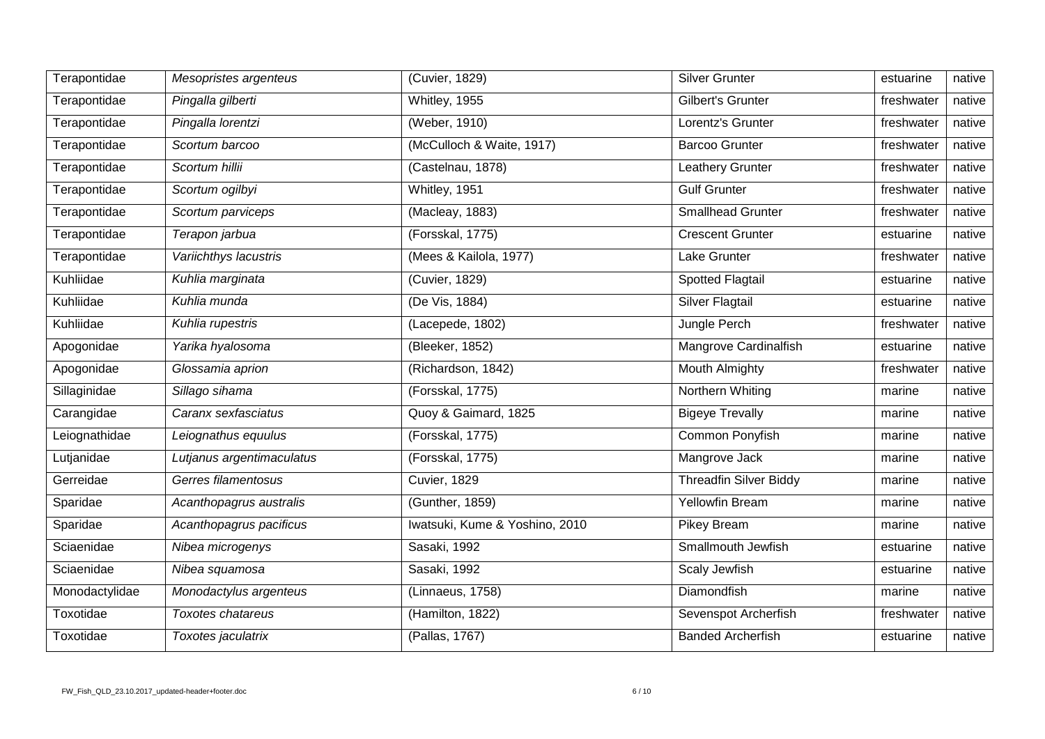| Terapontidae | *Mesopristes argenteus* | (Cuvier, 1829) | Silver Grunter | estuarine | native |
|---|---|---|---|---|---|
| Terapontidae | *Pingalla gilberti* | Whitley, 1955 | Gilbert's Grunter | freshwater | native |
| Terapontidae | *Pingalla lorentzi* | (Weber, 1910) | Lorentz's Grunter | freshwater | native |
| Terapontidae | *Scortum barcoo* | (McCulloch & Waite, 1917) | Barcoo Grunter | freshwater | native |
| Terapontidae | *Scortum hillii* | (Castelnau, 1878) | Leathery Grunter | freshwater | native |
| Terapontidae | *Scortum ogilbyi* | Whitley, 1951 | Gulf Grunter | freshwater | native |
| Terapontidae | *Scortum parviceps* | (Macleay, 1883) | Smallhead Grunter | freshwater | native |
| Terapontidae | *Terapon jarbua* | (Forsskal, 1775) | Crescent Grunter | estuarine | native |
| Terapontidae | *Variichthys lacustris* | (Mees & Kailola, 1977) | Lake Grunter | freshwater | native |
| Kuhliidae | *Kuhlia marginata* | (Cuvier, 1829) | Spotted Flagtail | estuarine | native |
| Kuhliidae | *Kuhlia munda* | (De Vis, 1884) | Silver Flagtail | estuarine | native |
| Kuhliidae | *Kuhlia rupestris* | (Lacepede, 1802) | Jungle Perch | freshwater | native |
| Apogonidae | *Yarika hyalosoma* | (Bleeker, 1852) | Mangrove Cardinalfish | estuarine | native |
| Apogonidae | *Glossamia aprion* | (Richardson, 1842) | Mouth Almighty | freshwater | native |
| Sillaginidae | *Sillago sihama* | (Forsskal, 1775) | Northern Whiting | marine | native |
| Carangidae | *Caranx sexfasciatus* | Quoy & Gaimard, 1825 | Bigeye Trevally | marine | native |
| Leiognathidae | *Leiognathus equulus* | (Forsskal, 1775) | Common Ponyfish | marine | native |
| Lutjanidae | *Lutjanus argentimaculatus* | (Forsskal, 1775) | Mangrove Jack | marine | native |
| Gerreidae | *Gerres filamentosus* | Cuvier, 1829 | Threadfin Silver Biddy | marine | native |
| Sparidae | *Acanthopagrus australis* | (Gunther, 1859) | Yellowfin Bream | marine | native |
| Sparidae | *Acanthopagrus pacificus* | Iwatsuki, Kume & Yoshino, 2010 | Pikey Bream | marine | native |
| Sciaenidae | *Nibea microgenys* | Sasaki, 1992 | Smallmouth Jewfish | estuarine | native |
| Sciaenidae | *Nibea squamosa* | Sasaki, 1992 | Scaly Jewfish | estuarine | native |
| Monodactylidae | *Monodactylus argenteus* | (Linnaeus, 1758) | Diamondfish | marine | native |
| Toxotidae | *Toxotes chatareus* | (Hamilton, 1822) | Sevenspot Archerfish | freshwater | native |
| Toxotidae | *Toxotes jaculatrix* | (Pallas, 1767) | Banded Archerfish | estuarine | native |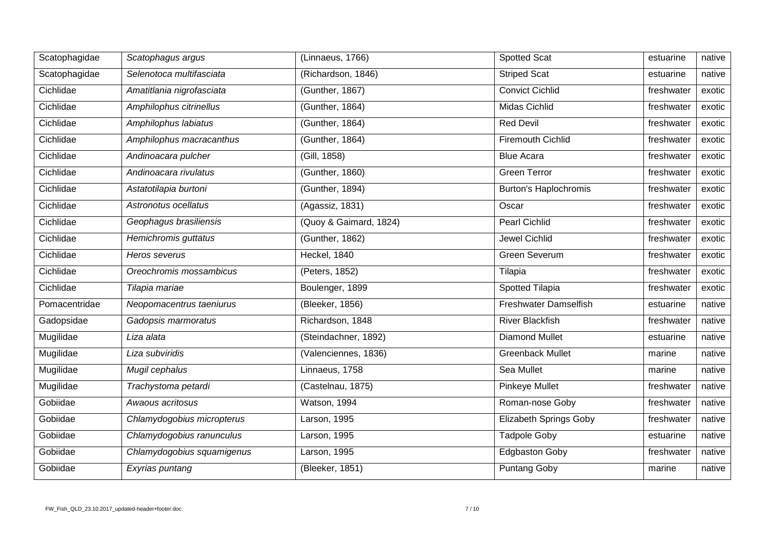| Scatophagidae | *Scatophagus argus* | (Linnaeus, 1766) | Spotted Scat | estuarine | native |
|---|---|---|---|---|---|
| Scatophagidae | *Selenotoca multifasciata* | (Richardson, 1846) | Striped Scat | estuarine | native |
| Cichlidae | *Amatitlania nigrofasciata* | (Gunther, 1867) | Convict Cichlid | freshwater | exotic |
| Cichlidae | *Amphilophus citrinellus* | (Gunther, 1864) | Midas Cichlid | freshwater | exotic |
| Cichlidae | *Amphilophus labiatus* | (Gunther, 1864) | Red Devil | freshwater | exotic |
| Cichlidae | *Amphilophus macracanthus* | (Gunther, 1864) | Firemouth Cichlid | freshwater | exotic |
| Cichlidae | *Andinoacara pulcher* | (Gill, 1858) | Blue Acara | freshwater | exotic |
| Cichlidae | *Andinoacara rivulatus* | (Gunther, 1860) | Green Terror | freshwater | exotic |
| Cichlidae | *Astatotilapia burtoni* | (Gunther, 1894) | Burton's Haplochromis | freshwater | exotic |
| Cichlidae | *Astronotus ocellatus* | (Agassiz, 1831) | Oscar | freshwater | exotic |
| Cichlidae | *Geophagus brasiliensis* | (Quoy & Gaimard, 1824) | Pearl Cichlid | freshwater | exotic |
| Cichlidae | *Hemichromis guttatus* | (Gunther, 1862) | Jewel Cichlid | freshwater | exotic |
| Cichlidae | *Heros severus* | Heckel, 1840 | Green Severum | freshwater | exotic |
| Cichlidae | *Oreochromis mossambicus* | (Peters, 1852) | Tilapia | freshwater | exotic |
| Cichlidae | *Tilapia mariae* | Boulenger, 1899 | Spotted Tilapia | freshwater | exotic |
| Pomacentridae | *Neopomacentrus taeniurus* | (Bleeker, 1856) | Freshwater Damselfish | estuarine | native |
| Gadopsidae | *Gadopsis marmoratus* | Richardson, 1848 | River Blackfish | freshwater | native |
| Mugilidae | *Liza alata* | (Steindachner, 1892) | Diamond Mullet | estuarine | native |
| Mugilidae | *Liza subviridis* | (Valenciennes, 1836) | Greenback Mullet | marine | native |
| Mugilidae | *Mugil cephalus* | Linnaeus, 1758 | Sea Mullet | marine | native |
| Mugilidae | *Trachystoma petardi* | (Castelnau, 1875) | Pinkeye Mullet | freshwater | native |
| Gobiidae | *Awaous acritosus* | Watson, 1994 | Roman-nose Goby | freshwater | native |
| Gobiidae | *Chlamydogobius micropterus* | Larson, 1995 | Elizabeth Springs Goby | freshwater | native |
| Gobiidae | *Chlamydogobius ranunculus* | Larson, 1995 | Tadpole Goby | estuarine | native |
| Gobiidae | *Chlamydogobius squamigenus* | Larson, 1995 | Edgbaston Goby | freshwater | native |
| Gobiidae | *Exyrias puntang* | (Bleeker, 1851) | Puntang Goby | marine | native |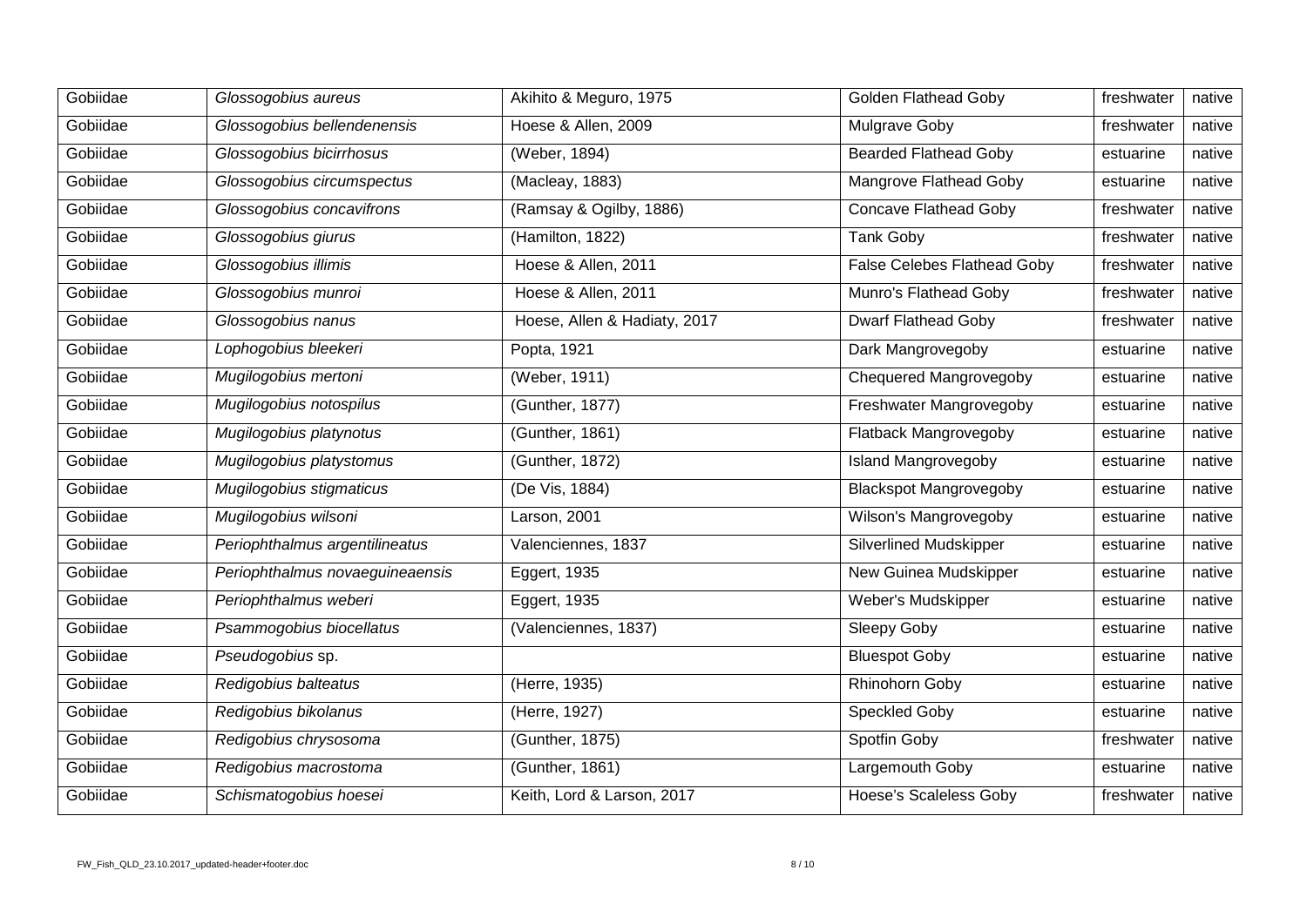| Gobiidae | *Glossogobius aureus* | Akihito & Meguro, 1975 | Golden Flathead Goby | freshwater | native |
|---|---|---|---|---|---|
| Gobiidae | *Glossogobius bellendenensis* | Hoese & Allen, 2009 | Mulgrave Goby | freshwater | native |
| Gobiidae | *Glossogobius bicirrhosus* | (Weber, 1894) | Bearded Flathead Goby | estuarine | native |
| Gobiidae | *Glossogobius circumspectus* | (Macleay, 1883) | Mangrove Flathead Goby | estuarine | native |
| Gobiidae | *Glossogobius concavifrons* | (Ramsay & Ogilby, 1886) | Concave Flathead Goby | freshwater | native |
| Gobiidae | *Glossogobius giurus* | (Hamilton, 1822) | Tank Goby | freshwater | native |
| Gobiidae | *Glossogobius illimis* | Hoese & Allen, 2011 | False Celebes Flathead Goby | freshwater | native |
| Gobiidae | *Glossogobius munroi* | Hoese & Allen, 2011 | Munro's Flathead Goby | freshwater | native |
| Gobiidae | *Glossogobius nanus* | Hoese, Allen & Hadiaty, 2017 | Dwarf Flathead Goby | freshwater | native |
| Gobiidae | *Lophogobius bleekeri* | Popta, 1921 | Dark Mangrovegoby | estuarine | native |
| Gobiidae | *Mugilogobius mertoni* | (Weber, 1911) | Chequered Mangrovegoby | estuarine | native |
| Gobiidae | *Mugilogobius notospilus* | (Gunther, 1877) | Freshwater Mangrovegoby | estuarine | native |
| Gobiidae | *Mugilogobius platynotus* | (Gunther, 1861) | Flatback Mangrovegoby | estuarine | native |
| Gobiidae | *Mugilogobius platystomus* | (Gunther, 1872) | Island Mangrovegoby | estuarine | native |
| Gobiidae | *Mugilogobius stigmaticus* | (De Vis, 1884) | Blackspot Mangrovegoby | estuarine | native |
| Gobiidae | *Mugilogobius wilsoni* | Larson, 2001 | Wilson's Mangrovegoby | estuarine | native |
| Gobiidae | *Periophthalmus argentilineatus* | Valenciennes, 1837 | Silverlined Mudskipper | estuarine | native |
| Gobiidae | *Periophthalmus novaeguineaensis* | Eggert, 1935 | New Guinea Mudskipper | estuarine | native |
| Gobiidae | *Periophthalmus weberi* | Eggert, 1935 | Weber's Mudskipper | estuarine | native |
| Gobiidae | *Psammogobius biocellatus* | (Valenciennes, 1837) | Sleepy Goby | estuarine | native |
| Gobiidae | *Pseudogobius* sp. | | Bluespot Goby | estuarine | native |
| Gobiidae | *Redigobius balteatus* | (Herre, 1935) | Rhinohorn Goby | estuarine | native |
| Gobiidae | *Redigobius bikolanus* | (Herre, 1927) | Speckled Goby | estuarine | native |
| Gobiidae | *Redigobius chrysosoma* | (Gunther, 1875) | Spotfin Goby | freshwater | native |
| Gobiidae | *Redigobius macrostoma* | (Gunther, 1861) | Largemouth Goby | estuarine | native |
| Gobiidae | *Schismatogobius hoesei* | Keith, Lord & Larson, 2017 | Hoese's Scaleless Goby | freshwater | native |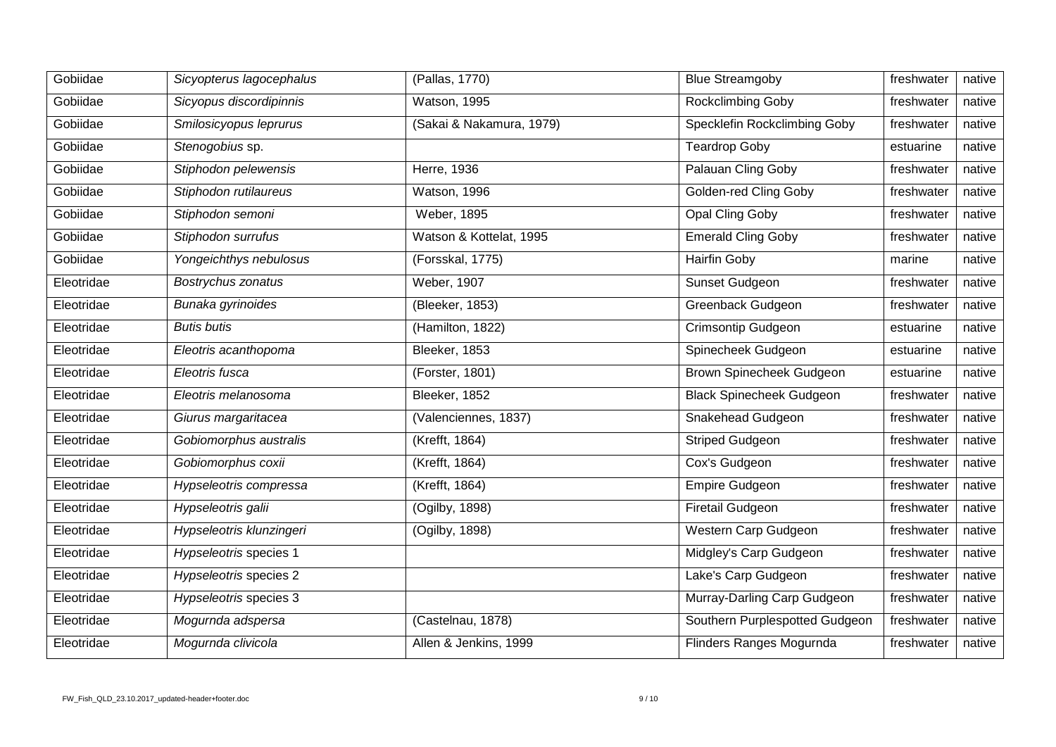| Gobiidae | *Sicyopterus lagocephalus* | (Pallas, 1770) | Blue Streamgoby | freshwater | native |
|---|---|---|---|---|---|
| Gobiidae | *Sicyopus discordipinnis* | Watson, 1995 | Rockclimbing Goby | freshwater | native |
| Gobiidae | *Smilosicyopus leprurus* | (Sakai & Nakamura, 1979) | Specklefin Rockclimbing Goby | freshwater | native |
| Gobiidae | *Stenogobius* sp. | | Teardrop Goby | estuarine | native |
| Gobiidae | *Stiphodon pelewensis* | Herre, 1936 | Palauan Cling Goby | freshwater | native |
| Gobiidae | *Stiphodon rutilaureus* | Watson, 1996 | Golden-red Cling Goby | freshwater | native |
| Gobiidae | *Stiphodon semoni* | Weber, 1895 | Opal Cling Goby | freshwater | native |
| Gobiidae | *Stiphodon surrufus* | Watson & Kottelat, 1995 | Emerald Cling Goby | freshwater | native |
| Gobiidae | *Yongeichthys nebulosus* | (Forsskal, 1775) | Hairfin Goby | marine | native |
| Eleotridae | *Bostrychus zonatus* | Weber, 1907 | Sunset Gudgeon | freshwater | native |
| Eleotridae | *Bunaka gyrinoides* | (Bleeker, 1853) | Greenback Gudgeon | freshwater | native |
| Eleotridae | *Butis butis* | (Hamilton, 1822) | Crimsontip Gudgeon | estuarine | native |
| Eleotridae | *Eleotris acanthopoma* | Bleeker, 1853 | Spinecheek Gudgeon | estuarine | native |
| Eleotridae | *Eleotris fusca* | (Forster, 1801) | Brown Spinecheek Gudgeon | estuarine | native |
| Eleotridae | *Eleotris melanosoma* | Bleeker, 1852 | Black Spinecheek Gudgeon | freshwater | native |
| Eleotridae | *Giurus margaritacea* | (Valenciennes, 1837) | Snakehead Gudgeon | freshwater | native |
| Eleotridae | *Gobiomorphus australis* | (Krefft, 1864) | Striped Gudgeon | freshwater | native |
| Eleotridae | *Gobiomorphus coxii* | (Krefft, 1864) | Cox's Gudgeon | freshwater | native |
| Eleotridae | *Hypseleotris compressa* | (Krefft, 1864) | Empire Gudgeon | freshwater | native |
| Eleotridae | *Hypseleotris galii* | (Ogilby, 1898) | Firetail Gudgeon | freshwater | native |
| Eleotridae | *Hypseleotris klunzingeri* | (Ogilby, 1898) | Western Carp Gudgeon | freshwater | native |
| Eleotridae | *Hypseleotris* species 1 | | Midgley's Carp Gudgeon | freshwater | native |
| Eleotridae | *Hypseleotris* species 2 | | Lake's Carp Gudgeon | freshwater | native |
| Eleotridae | *Hypseleotris* species 3 | | Murray-Darling Carp Gudgeon | freshwater | native |
| Eleotridae | *Mogurnda adspersa* | (Castelnau, 1878) | Southern Purplespotted Gudgeon | freshwater | native |
| Eleotridae | *Mogurnda clivicola* | Allen & Jenkins, 1999 | Flinders Ranges Mogurnda | freshwater | native |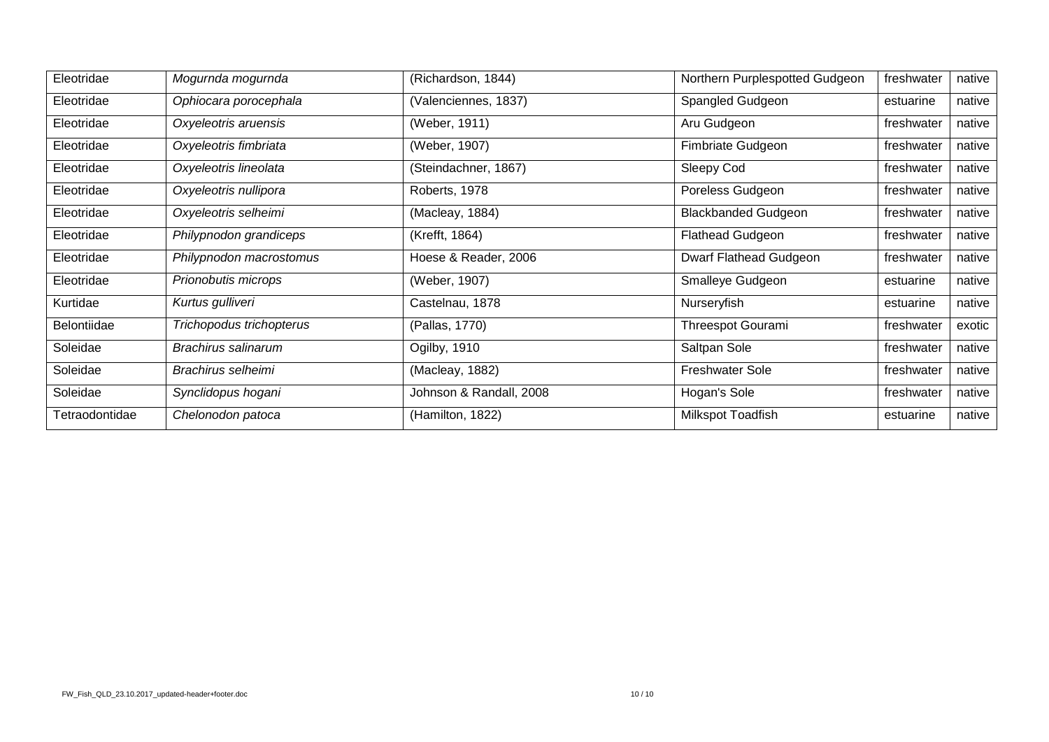| | | | | | |
|---|---|---|---|---|---|
| Eleotridae | *Mogurnda mogurnda* | (Richardson, 1844) | Northern Purplespotted Gudgeon | freshwater | native |
| Eleotridae | *Ophiocara porocephala* | (Valenciennes, 1837) | Spangled Gudgeon | estuarine | native |
| Eleotridae | *Oxyeleotris aruensis* | (Weber, 1911) | Aru Gudgeon | freshwater | native |
| Eleotridae | *Oxyeleotris fimbriata* | (Weber, 1907) | Fimbriate Gudgeon | freshwater | native |
| Eleotridae | *Oxyeleotris lineolata* | (Steindachner, 1867) | Sleepy Cod | freshwater | native |
| Eleotridae | *Oxyeleotris nullipora* | Roberts, 1978 | Poreless Gudgeon | freshwater | native |
| Eleotridae | *Oxyeleotris selheimi* | (Macleay, 1884) | Blackbanded Gudgeon | freshwater | native |
| Eleotridae | *Philypnodon grandiceps* | (Krefft, 1864) | Flathead Gudgeon | freshwater | native |
| Eleotridae | *Philypnodon macrostomus* | Hoese & Reader, 2006 | Dwarf Flathead Gudgeon | freshwater | native |
| Eleotridae | *Prionobutis microps* | (Weber, 1907) | Smalleye Gudgeon | estuarine | native |
| Kurtidae | *Kurtus gulliveri* | Castelnau, 1878 | Nurseryfish | estuarine | native |
| Belontiidae | *Trichopodus trichopterus* | (Pallas, 1770) | Threespot Gourami | freshwater | exotic |
| Soleidae | *Brachirus salinarum* | Ogilby, 1910 | Saltpan Sole | freshwater | native |
| Soleidae | *Brachirus selheimi* | (Macleay, 1882) | Freshwater Sole | freshwater | native |
| Soleidae | *Synclidopus hogani* | Johnson & Randall, 2008 | Hogan's Sole | freshwater | native |
| Tetraodontidae | *Chelonodon patoca* | (Hamilton, 1822) | Milkspot Toadfish | estuarine | native |